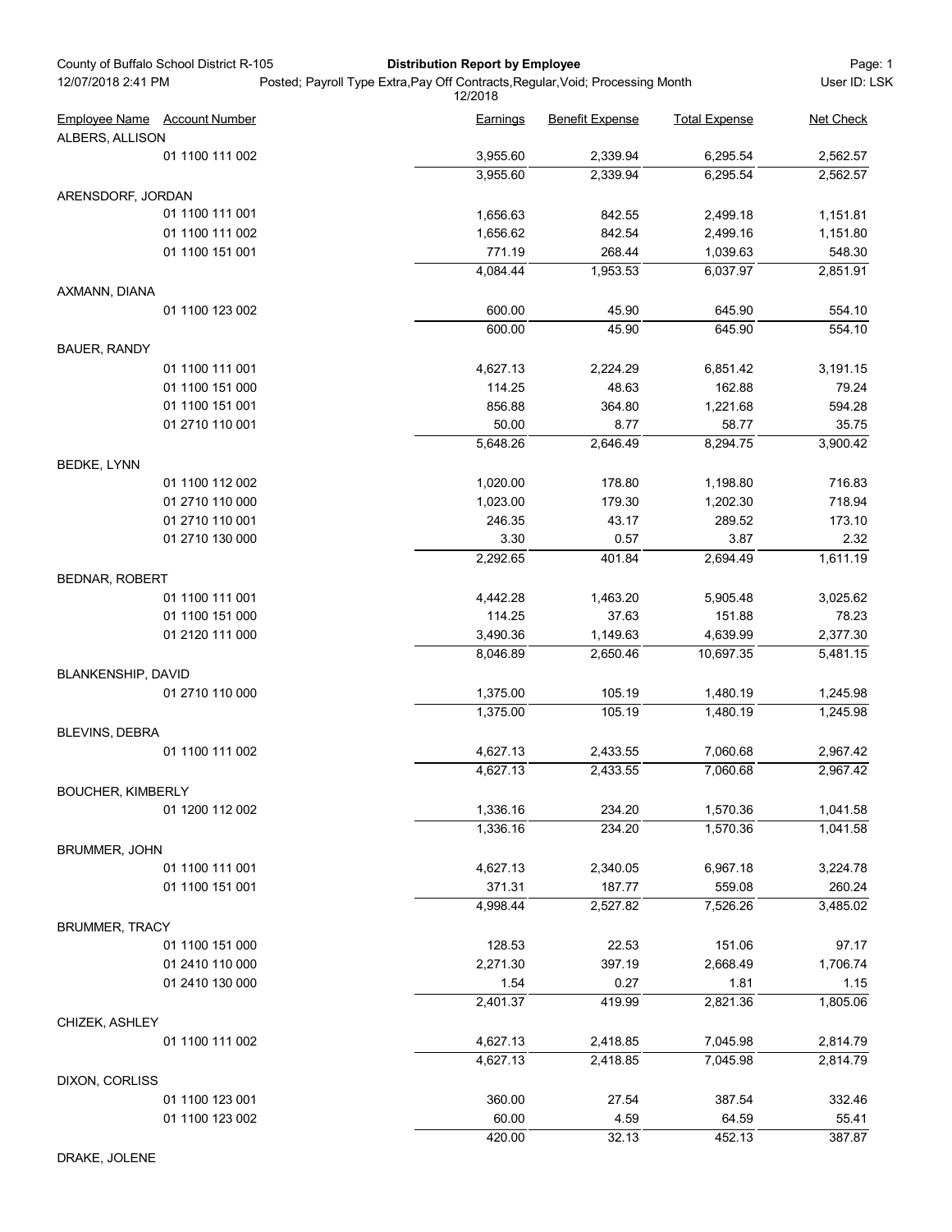County of Buffalo School District R-105
12/07/2018 2:41 PM

**Distribution Report by Employee**

Posted; Payroll Type Extra,Pay Off Contracts,Regular,Void; Processing Month 12/2018

User ID: LSK

| Employee Name | Account Number | Earnings | Benefit Expense | Total Expense | Net Check |
|---|---|---|---|---|---|
| ALBERS, ALLISON | | | | | |
| | 01 1100 111 002 | 3,955.60 | 2,339.94 | 6,295.54 | 2,562.57 |
| | | 3,955.60 | 2,339.94 | 6,295.54 | 2,562.57 |
| ARENSDORF, JORDAN | | | | | |
| | 01 1100 111 001 | 1,656.63 | 842.55 | 2,499.18 | 1,151.81 |
| | 01 1100 111 002 | 1,656.62 | 842.54 | 2,499.16 | 1,151.80 |
| | 01 1100 151 001 | 771.19 | 268.44 | 1,039.63 | 548.30 |
| | | 4,084.44 | 1,953.53 | 6,037.97 | 2,851.91 |
| AXMANN, DIANA | | | | | |
| | 01 1100 123 002 | 600.00 | 45.90 | 645.90 | 554.10 |
| | | 600.00 | 45.90 | 645.90 | 554.10 |
| BAUER, RANDY | | | | | |
| | 01 1100 111 001 | 4,627.13 | 2,224.29 | 6,851.42 | 3,191.15 |
| | 01 1100 151 000 | 114.25 | 48.63 | 162.88 | 79.24 |
| | 01 1100 151 001 | 856.88 | 364.80 | 1,221.68 | 594.28 |
| | 01 2710 110 001 | 50.00 | 8.77 | 58.77 | 35.75 |
| | | 5,648.26 | 2,646.49 | 8,294.75 | 3,900.42 |
| BEDKE, LYNN | | | | | |
| | 01 1100 112 002 | 1,020.00 | 178.80 | 1,198.80 | 716.83 |
| | 01 2710 110 000 | 1,023.00 | 179.30 | 1,202.30 | 718.94 |
| | 01 2710 110 001 | 246.35 | 43.17 | 289.52 | 173.10 |
| | 01 2710 130 000 | 3.30 | 0.57 | 3.87 | 2.32 |
| | | 2,292.65 | 401.84 | 2,694.49 | 1,611.19 |
| BEDNAR, ROBERT | | | | | |
| | 01 1100 111 001 | 4,442.28 | 1,463.20 | 5,905.48 | 3,025.62 |
| | 01 1100 151 000 | 114.25 | 37.63 | 151.88 | 78.23 |
| | 01 2120 111 000 | 3,490.36 | 1,149.63 | 4,639.99 | 2,377.30 |
| | | 8,046.89 | 2,650.46 | 10,697.35 | 5,481.15 |
| BLANKENSHIP, DAVID | | | | | |
| | 01 2710 110 000 | 1,375.00 | 105.19 | 1,480.19 | 1,245.98 |
| | | 1,375.00 | 105.19 | 1,480.19 | 1,245.98 |
| BLEVINS, DEBRA | | | | | |
| | 01 1100 111 002 | 4,627.13 | 2,433.55 | 7,060.68 | 2,967.42 |
| | | 4,627.13 | 2,433.55 | 7,060.68 | 2,967.42 |
| BOUCHER, KIMBERLY | | | | | |
| | 01 1200 112 002 | 1,336.16 | 234.20 | 1,570.36 | 1,041.58 |
| | | 1,336.16 | 234.20 | 1,570.36 | 1,041.58 |
| BRUMMER, JOHN | | | | | |
| | 01 1100 111 001 | 4,627.13 | 2,340.05 | 6,967.18 | 3,224.78 |
| | 01 1100 151 001 | 371.31 | 187.77 | 559.08 | 260.24 |
| | | 4,998.44 | 2,527.82 | 7,526.26 | 3,485.02 |
| BRUMMER, TRACY | | | | | |
| | 01 1100 151 000 | 128.53 | 22.53 | 151.06 | 97.17 |
| | 01 2410 110 000 | 2,271.30 | 397.19 | 2,668.49 | 1,706.74 |
| | 01 2410 130 000 | 1.54 | 0.27 | 1.81 | 1.15 |
| | | 2,401.37 | 419.99 | 2,821.36 | 1,805.06 |
| CHIZEK, ASHLEY | | | | | |
| | 01 1100 111 002 | 4,627.13 | 2,418.85 | 7,045.98 | 2,814.79 |
| | | 4,627.13 | 2,418.85 | 7,045.98 | 2,814.79 |
| DIXON, CORLISS | | | | | |
| | 01 1100 123 001 | 360.00 | 27.54 | 387.54 | 332.46 |
| | 01 1100 123 002 | 60.00 | 4.59 | 64.59 | 55.41 |
| | | 420.00 | 32.13 | 452.13 | 387.87 |
| DRAKE, JOLENE | | | | | |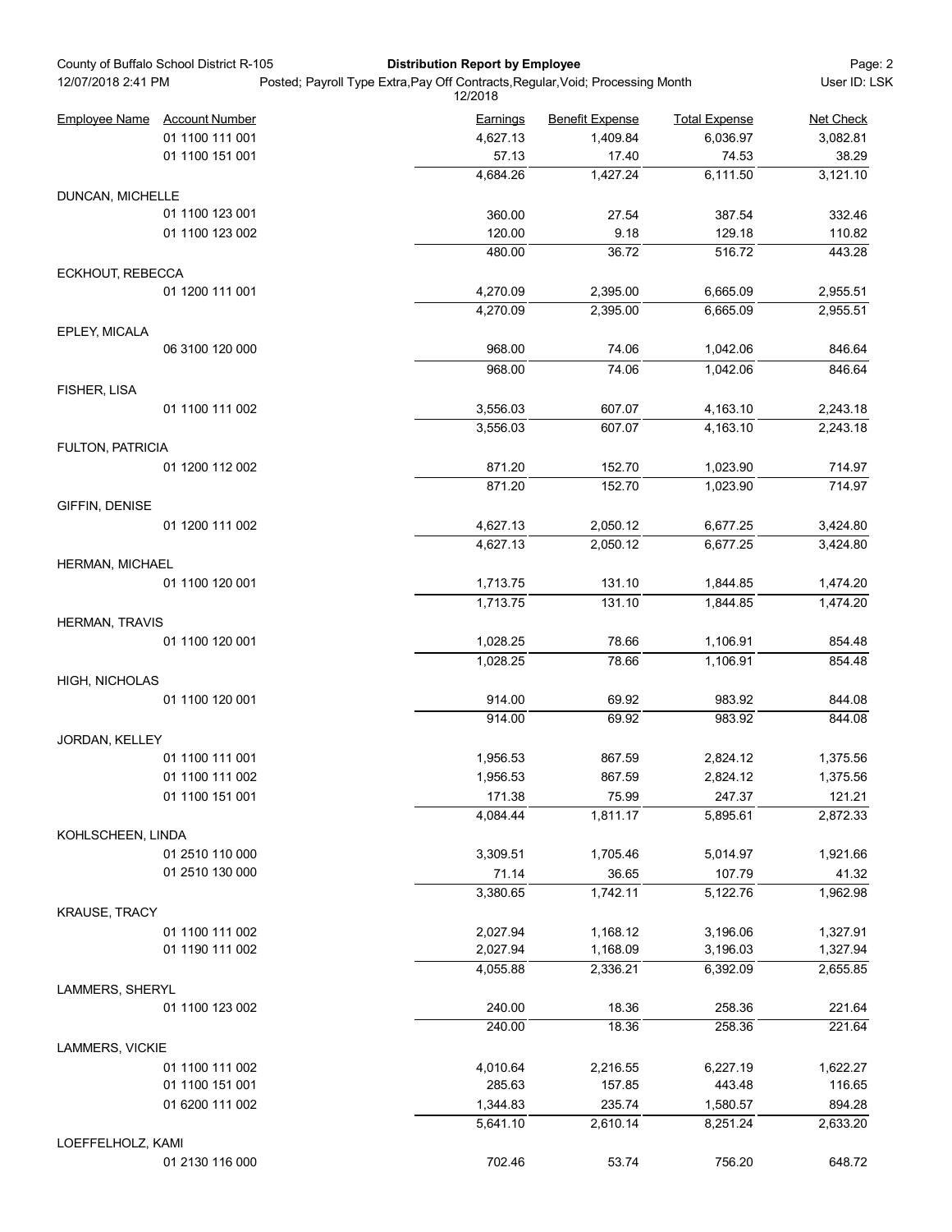County of Buffalo School District R-105 — Distribution Report by Employee

12/07/2018 2:41 PM — Posted; Payroll Type Extra,Pay Off Contracts,Regular,Void; Processing Month 12/2018 — User ID: LSK

| Employee Name | Account Number | Earnings | Benefit Expense | Total Expense | Net Check |
|---|---|---|---|---|---|
| | 01 1100 111 001 | 4,627.13 | 1,409.84 | 6,036.97 | 3,082.81 |
| | 01 1100 151 001 | 57.13 | 17.40 | 74.53 | 38.29 |
| | | 4,684.26 | 1,427.24 | 6,111.50 | 3,121.10 |
| DUNCAN, MICHELLE | | | | | |
| | 01 1100 123 001 | 360.00 | 27.54 | 387.54 | 332.46 |
| | 01 1100 123 002 | 120.00 | 9.18 | 129.18 | 110.82 |
| | | 480.00 | 36.72 | 516.72 | 443.28 |
| ECKHOUT, REBECCA | | | | | |
| | 01 1200 111 001 | 4,270.09 | 2,395.00 | 6,665.09 | 2,955.51 |
| | | 4,270.09 | 2,395.00 | 6,665.09 | 2,955.51 |
| EPLEY, MICALA | | | | | |
| | 06 3100 120 000 | 968.00 | 74.06 | 1,042.06 | 846.64 |
| | | 968.00 | 74.06 | 1,042.06 | 846.64 |
| FISHER, LISA | | | | | |
| | 01 1100 111 002 | 3,556.03 | 607.07 | 4,163.10 | 2,243.18 |
| | | 3,556.03 | 607.07 | 4,163.10 | 2,243.18 |
| FULTON, PATRICIA | | | | | |
| | 01 1200 112 002 | 871.20 | 152.70 | 1,023.90 | 714.97 |
| | | 871.20 | 152.70 | 1,023.90 | 714.97 |
| GIFFIN, DENISE | | | | | |
| | 01 1200 111 002 | 4,627.13 | 2,050.12 | 6,677.25 | 3,424.80 |
| | | 4,627.13 | 2,050.12 | 6,677.25 | 3,424.80 |
| HERMAN, MICHAEL | | | | | |
| | 01 1100 120 001 | 1,713.75 | 131.10 | 1,844.85 | 1,474.20 |
| | | 1,713.75 | 131.10 | 1,844.85 | 1,474.20 |
| HERMAN, TRAVIS | | | | | |
| | 01 1100 120 001 | 1,028.25 | 78.66 | 1,106.91 | 854.48 |
| | | 1,028.25 | 78.66 | 1,106.91 | 854.48 |
| HIGH, NICHOLAS | | | | | |
| | 01 1100 120 001 | 914.00 | 69.92 | 983.92 | 844.08 |
| | | 914.00 | 69.92 | 983.92 | 844.08 |
| JORDAN, KELLEY | | | | | |
| | 01 1100 111 001 | 1,956.53 | 867.59 | 2,824.12 | 1,375.56 |
| | 01 1100 111 002 | 1,956.53 | 867.59 | 2,824.12 | 1,375.56 |
| | 01 1100 151 001 | 171.38 | 75.99 | 247.37 | 121.21 |
| | | 4,084.44 | 1,811.17 | 5,895.61 | 2,872.33 |
| KOHLSCHEEN, LINDA | | | | | |
| | 01 2510 110 000 | 3,309.51 | 1,705.46 | 5,014.97 | 1,921.66 |
| | 01 2510 130 000 | 71.14 | 36.65 | 107.79 | 41.32 |
| | | 3,380.65 | 1,742.11 | 5,122.76 | 1,962.98 |
| KRAUSE, TRACY | | | | | |
| | 01 1100 111 002 | 2,027.94 | 1,168.12 | 3,196.06 | 1,327.91 |
| | 01 1190 111 002 | 2,027.94 | 1,168.09 | 3,196.03 | 1,327.94 |
| | | 4,055.88 | 2,336.21 | 6,392.09 | 2,655.85 |
| LAMMERS, SHERYL | | | | | |
| | 01 1100 123 002 | 240.00 | 18.36 | 258.36 | 221.64 |
| | | 240.00 | 18.36 | 258.36 | 221.64 |
| LAMMERS, VICKIE | | | | | |
| | 01 1100 111 002 | 4,010.64 | 2,216.55 | 6,227.19 | 1,622.27 |
| | 01 1100 151 001 | 285.63 | 157.85 | 443.48 | 116.65 |
| | 01 6200 111 002 | 1,344.83 | 235.74 | 1,580.57 | 894.28 |
| | | 5,641.10 | 2,610.14 | 8,251.24 | 2,633.20 |
| LOEFFELHOLZ, KAMI | | | | | |
| | 01 2130 116 000 | 702.46 | 53.74 | 756.20 | 648.72 |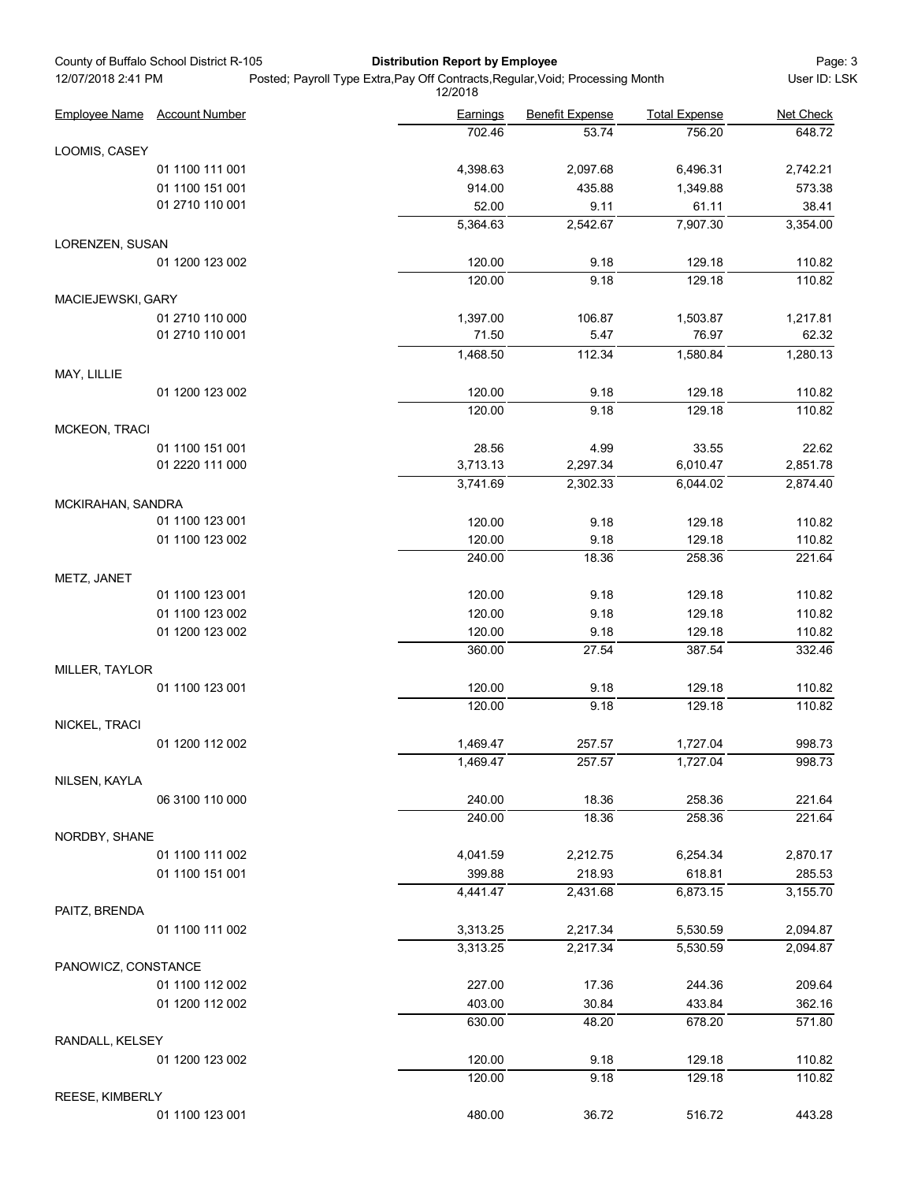County of Buffalo School District R-105
**Distribution Report by Employee**
Posted; Payroll Type Extra,Pay Off Contracts,Regular,Void; Processing Month 12/2018
12/07/2018 2:41 PM
User ID: LSK

| Employee Name | Account Number | Earnings | Benefit Expense | Total Expense | Net Check |
|---|---|---|---|---|---|
| | | 702.46 | 53.74 | 756.20 | 648.72 |
| LOOMIS, CASEY | | | | | |
| | 01 1100 111 001 | 4,398.63 | 2,097.68 | 6,496.31 | 2,742.21 |
| | 01 1100 151 001 | 914.00 | 435.88 | 1,349.88 | 573.38 |
| | 01 2710 110 001 | 52.00 | 9.11 | 61.11 | 38.41 |
| | | 5,364.63 | 2,542.67 | 7,907.30 | 3,354.00 |
| LORENZEN, SUSAN | | | | | |
| | 01 1200 123 002 | 120.00 | 9.18 | 129.18 | 110.82 |
| | | 120.00 | 9.18 | 129.18 | 110.82 |
| MACIEJEWSKI, GARY | | | | | |
| | 01 2710 110 000 | 1,397.00 | 106.87 | 1,503.87 | 1,217.81 |
| | 01 2710 110 001 | 71.50 | 5.47 | 76.97 | 62.32 |
| | | 1,468.50 | 112.34 | 1,580.84 | 1,280.13 |
| MAY, LILLIE | | | | | |
| | 01 1200 123 002 | 120.00 | 9.18 | 129.18 | 110.82 |
| | | 120.00 | 9.18 | 129.18 | 110.82 |
| MCKEON, TRACI | | | | | |
| | 01 1100 151 001 | 28.56 | 4.99 | 33.55 | 22.62 |
| | 01 2220 111 000 | 3,713.13 | 2,297.34 | 6,010.47 | 2,851.78 |
| | | 3,741.69 | 2,302.33 | 6,044.02 | 2,874.40 |
| MCKIRAHAN, SANDRA | | | | | |
| | 01 1100 123 001 | 120.00 | 9.18 | 129.18 | 110.82 |
| | 01 1100 123 002 | 120.00 | 9.18 | 129.18 | 110.82 |
| | | 240.00 | 18.36 | 258.36 | 221.64 |
| METZ, JANET | | | | | |
| | 01 1100 123 001 | 120.00 | 9.18 | 129.18 | 110.82 |
| | 01 1100 123 002 | 120.00 | 9.18 | 129.18 | 110.82 |
| | 01 1200 123 002 | 120.00 | 9.18 | 129.18 | 110.82 |
| | | 360.00 | 27.54 | 387.54 | 332.46 |
| MILLER, TAYLOR | | | | | |
| | 01 1100 123 001 | 120.00 | 9.18 | 129.18 | 110.82 |
| | | 120.00 | 9.18 | 129.18 | 110.82 |
| NICKEL, TRACI | | | | | |
| | 01 1200 112 002 | 1,469.47 | 257.57 | 1,727.04 | 998.73 |
| | | 1,469.47 | 257.57 | 1,727.04 | 998.73 |
| NILSEN, KAYLA | | | | | |
| | 06 3100 110 000 | 240.00 | 18.36 | 258.36 | 221.64 |
| | | 240.00 | 18.36 | 258.36 | 221.64 |
| NORDBY, SHANE | | | | | |
| | 01 1100 111 002 | 4,041.59 | 2,212.75 | 6,254.34 | 2,870.17 |
| | 01 1100 151 001 | 399.88 | 218.93 | 618.81 | 285.53 |
| | | 4,441.47 | 2,431.68 | 6,873.15 | 3,155.70 |
| PAITZ, BRENDA | | | | | |
| | 01 1100 111 002 | 3,313.25 | 2,217.34 | 5,530.59 | 2,094.87 |
| | | 3,313.25 | 2,217.34 | 5,530.59 | 2,094.87 |
| PANOWICZ, CONSTANCE | | | | | |
| | 01 1100 112 002 | 227.00 | 17.36 | 244.36 | 209.64 |
| | 01 1200 112 002 | 403.00 | 30.84 | 433.84 | 362.16 |
| | | 630.00 | 48.20 | 678.20 | 571.80 |
| RANDALL, KELSEY | | | | | |
| | 01 1200 123 002 | 120.00 | 9.18 | 129.18 | 110.82 |
| | | 120.00 | 9.18 | 129.18 | 110.82 |
| REESE, KIMBERLY | | | | | |
| | 01 1100 123 001 | 480.00 | 36.72 | 516.72 | 443.28 |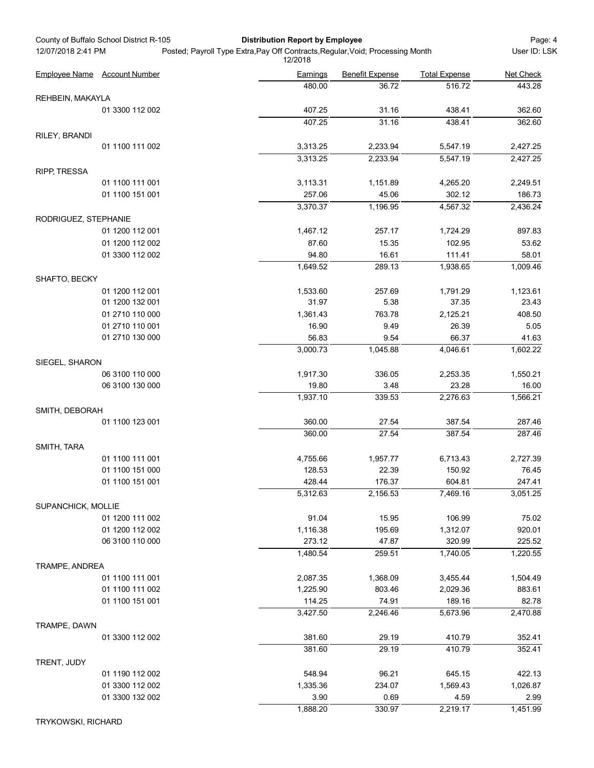| Employee Name | Account Number | Earnings | Benefit Expense | Total Expense | Net Check |
|---|---|---|---|---|---|
| | | 480.00 | 36.72 | 516.72 | 443.28 |
| REHBEIN, MAKAYLA | | | | | |
| | 01 3300 112 002 | 407.25 | 31.16 | 438.41 | 362.60 |
| | | 407.25 | 31.16 | 438.41 | 362.60 |
| RILEY, BRANDI | | | | | |
| | 01 1100 111 002 | 3,313.25 | 2,233.94 | 5,547.19 | 2,427.25 |
| | | 3,313.25 | 2,233.94 | 5,547.19 | 2,427.25 |
| RIPP, TRESSA | | | | | |
| | 01 1100 111 001 | 3,113.31 | 1,151.89 | 4,265.20 | 2,249.51 |
| | 01 1100 151 001 | 257.06 | 45.06 | 302.12 | 186.73 |
| | | 3,370.37 | 1,196.95 | 4,567.32 | 2,436.24 |
| RODRIGUEZ, STEPHANIE | | | | | |
| | 01 1200 112 001 | 1,467.12 | 257.17 | 1,724.29 | 897.83 |
| | 01 1200 112 002 | 87.60 | 15.35 | 102.95 | 53.62 |
| | 01 3300 112 002 | 94.80 | 16.61 | 111.41 | 58.01 |
| | | 1,649.52 | 289.13 | 1,938.65 | 1,009.46 |
| SHAFTO, BECKY | | | | | |
| | 01 1200 112 001 | 1,533.60 | 257.69 | 1,791.29 | 1,123.61 |
| | 01 1200 132 001 | 31.97 | 5.38 | 37.35 | 23.43 |
| | 01 2710 110 000 | 1,361.43 | 763.78 | 2,125.21 | 408.50 |
| | 01 2710 110 001 | 16.90 | 9.49 | 26.39 | 5.05 |
| | 01 2710 130 000 | 56.83 | 9.54 | 66.37 | 41.63 |
| | | 3,000.73 | 1,045.88 | 4,046.61 | 1,602.22 |
| SIEGEL, SHARON | | | | | |
| | 06 3100 110 000 | 1,917.30 | 336.05 | 2,253.35 | 1,550.21 |
| | 06 3100 130 000 | 19.80 | 3.48 | 23.28 | 16.00 |
| | | 1,937.10 | 339.53 | 2,276.63 | 1,566.21 |
| SMITH, DEBORAH | | | | | |
| | 01 1100 123 001 | 360.00 | 27.54 | 387.54 | 287.46 |
| | | 360.00 | 27.54 | 387.54 | 287.46 |
| SMITH, TARA | | | | | |
| | 01 1100 111 001 | 4,755.66 | 1,957.77 | 6,713.43 | 2,727.39 |
| | 01 1100 151 000 | 128.53 | 22.39 | 150.92 | 76.45 |
| | 01 1100 151 001 | 428.44 | 176.37 | 604.81 | 247.41 |
| | | 5,312.63 | 2,156.53 | 7,469.16 | 3,051.25 |
| SUPANCHICK, MOLLIE | | | | | |
| | 01 1200 111 002 | 91.04 | 15.95 | 106.99 | 75.02 |
| | 01 1200 112 002 | 1,116.38 | 195.69 | 1,312.07 | 920.01 |
| | 06 3100 110 000 | 273.12 | 47.87 | 320.99 | 225.52 |
| | | 1,480.54 | 259.51 | 1,740.05 | 1,220.55 |
| TRAMPE, ANDREA | | | | | |
| | 01 1100 111 001 | 2,087.35 | 1,368.09 | 3,455.44 | 1,504.49 |
| | 01 1100 111 002 | 1,225.90 | 803.46 | 2,029.36 | 883.61 |
| | 01 1100 151 001 | 114.25 | 74.91 | 189.16 | 82.78 |
| | | 3,427.50 | 2,246.46 | 5,673.96 | 2,470.88 |
| TRAMPE, DAWN | | | | | |
| | 01 3300 112 002 | 381.60 | 29.19 | 410.79 | 352.41 |
| | | 381.60 | 29.19 | 410.79 | 352.41 |
| TRENT, JUDY | | | | | |
| | 01 1190 112 002 | 548.94 | 96.21 | 645.15 | 422.13 |
| | 01 3300 112 002 | 1,335.36 | 234.07 | 1,569.43 | 1,026.87 |
| | 01 3300 132 002 | 3.90 | 0.69 | 4.59 | 2.99 |
| | | 1,888.20 | 330.97 | 2,219.17 | 1,451.99 |
| TRYKOWSKI, RICHARD | | | | | |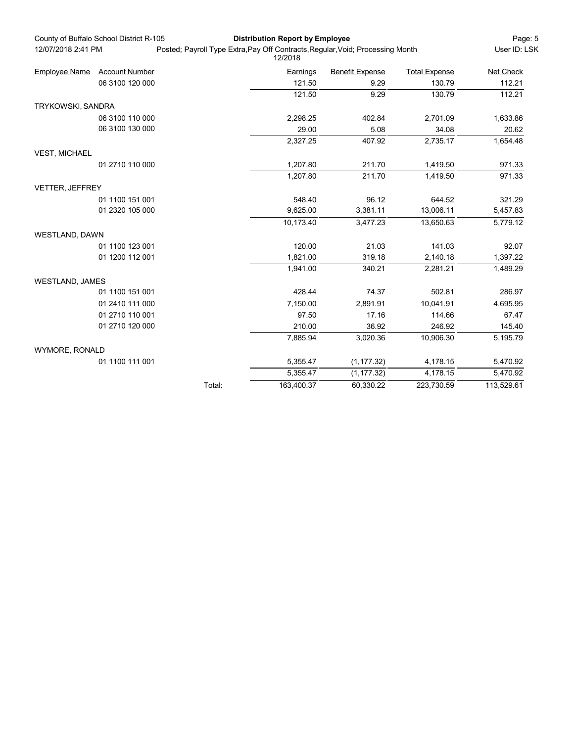| Employee Name | Account Number | | Earnings | Benefit Expense | Total Expense | Net Check |
|---|---|---|---|---|---|---|
| | 06 3100 120 000 | | 121.50 | 9.29 | 130.79 | 112.21 |
| | | | 121.50 | 9.29 | 130.79 | 112.21 |
| TRYKOWSKI, SANDRA | | | | | | |
| | 06 3100 110 000 | | 2,298.25 | 402.84 | 2,701.09 | 1,633.86 |
| | 06 3100 130 000 | | 29.00 | 5.08 | 34.08 | 20.62 |
| | | | 2,327.25 | 407.92 | 2,735.17 | 1,654.48 |
| VEST, MICHAEL | | | | | | |
| | 01 2710 110 000 | | 1,207.80 | 211.70 | 1,419.50 | 971.33 |
| | | | 1,207.80 | 211.70 | 1,419.50 | 971.33 |
| VETTER, JEFFREY | | | | | | |
| | 01 1100 151 001 | | 548.40 | 96.12 | 644.52 | 321.29 |
| | 01 2320 105 000 | | 9,625.00 | 3,381.11 | 13,006.11 | 5,457.83 |
| | | | 10,173.40 | 3,477.23 | 13,650.63 | 5,779.12 |
| WESTLAND, DAWN | | | | | | |
| | 01 1100 123 001 | | 120.00 | 21.03 | 141.03 | 92.07 |
| | 01 1200 112 001 | | 1,821.00 | 319.18 | 2,140.18 | 1,397.22 |
| | | | 1,941.00 | 340.21 | 2,281.21 | 1,489.29 |
| WESTLAND, JAMES | | | | | | |
| | 01 1100 151 001 | | 428.44 | 74.37 | 502.81 | 286.97 |
| | 01 2410 111 000 | | 7,150.00 | 2,891.91 | 10,041.91 | 4,695.95 |
| | 01 2710 110 001 | | 97.50 | 17.16 | 114.66 | 67.47 |
| | 01 2710 120 000 | | 210.00 | 36.92 | 246.92 | 145.40 |
| | | | 7,885.94 | 3,020.36 | 10,906.30 | 5,195.79 |
| WYMORE, RONALD | | | | | | |
| | 01 1100 111 001 | | 5,355.47 | (1,177.32) | 4,178.15 | 5,470.92 |
| | | | 5,355.47 | (1,177.32) | 4,178.15 | 5,470.92 |
| | | Total: | 163,400.37 | 60,330.22 | 223,730.59 | 113,529.61 |